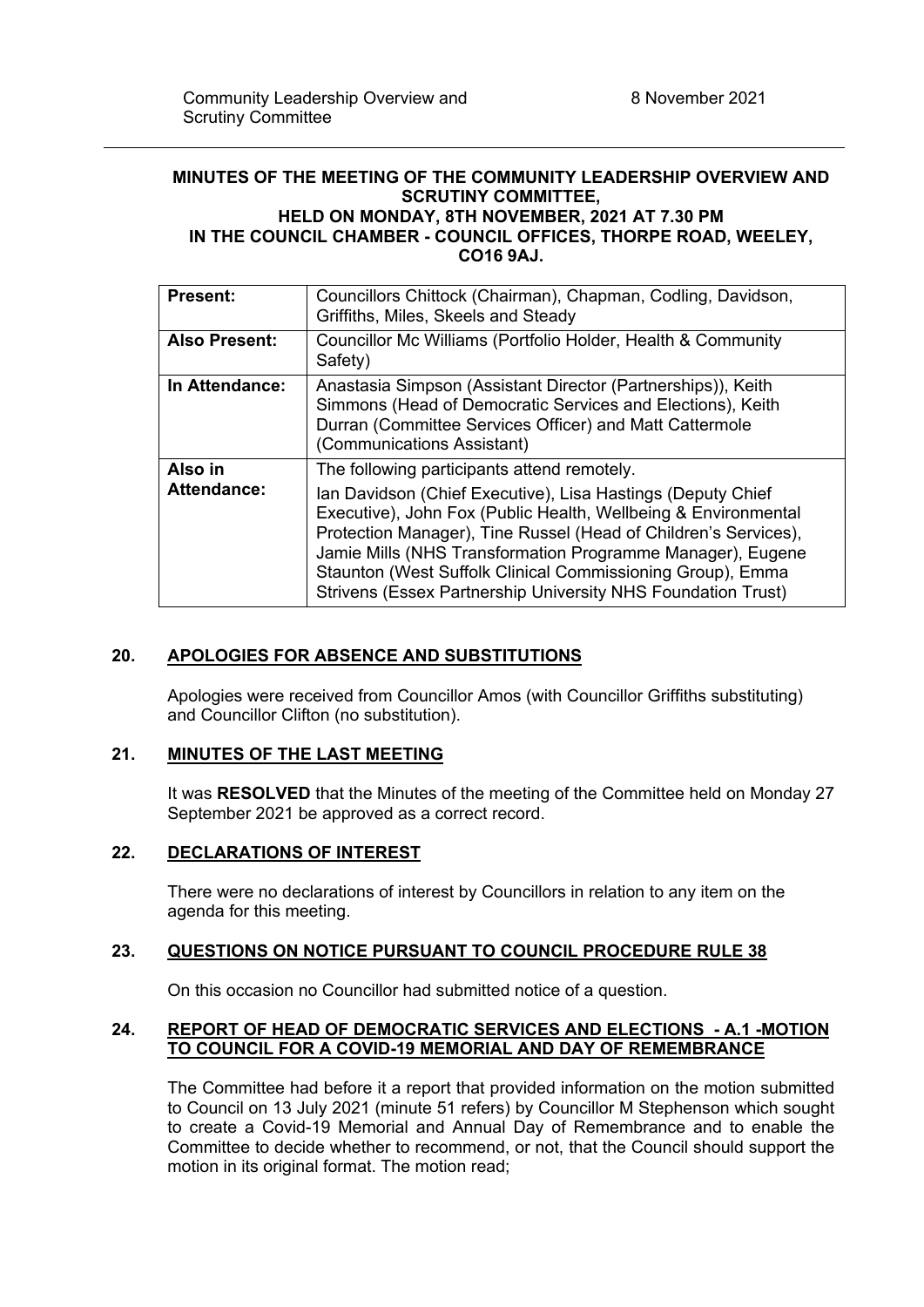**MINUTES OF THE MEETING OF THE COMMUNITY LEADERSHIP OVERVIEW AND SCRUTINY COMMITTEE, HELD ON MONDAY, 8TH NOVEMBER, 2021 AT 7.30 PM IN THE COUNCIL CHAMBER - COUNCIL OFFICES, THORPE ROAD, WEELEY, CO16 9AJ.**

| | |
|---|---|
| **Present:** | Councillors Chittock (Chairman), Chapman, Codling, Davidson, Griffiths, Miles, Skeels and Steady |
| **Also Present:** | Councillor Mc Williams (Portfolio Holder, Health & Community Safety) |
| **In Attendance:** | Anastasia Simpson (Assistant Director (Partnerships)), Keith Simmons (Head of Democratic Services and Elections), Keith Durran (Committee Services Officer) and Matt Cattermole (Communications Assistant) |
| **Also in Attendance:** | The following participants attend remotely. Ian Davidson (Chief Executive), Lisa Hastings (Deputy Chief Executive), John Fox (Public Health, Wellbeing & Environmental Protection Manager), Tine Russel (Head of Children's Services), Jamie Mills (NHS Transformation Programme Manager), Eugene Staunton (West Suffolk Clinical Commissioning Group), Emma Strivens (Essex Partnership University NHS Foundation Trust) |

## 20. APOLOGIES FOR ABSENCE AND SUBSTITUTIONS

Apologies were received from Councillor Amos (with Councillor Griffiths substituting) and Councillor Clifton (no substitution).

## 21. MINUTES OF THE LAST MEETING

It was **RESOLVED** that the Minutes of the meeting of the Committee held on Monday 27 September 2021 be approved as a correct record.

## 22. DECLARATIONS OF INTEREST

There were no declarations of interest by Councillors in relation to any item on the agenda for this meeting.

## 23. QUESTIONS ON NOTICE PURSUANT TO COUNCIL PROCEDURE RULE 38

On this occasion no Councillor had submitted notice of a question.

## 24. REPORT OF HEAD OF DEMOCRATIC SERVICES AND ELECTIONS - A.1 -MOTION TO COUNCIL FOR A COVID-19 MEMORIAL AND DAY OF REMEMBRANCE

The Committee had before it a report that provided information on the motion submitted to Council on 13 July 2021 (minute 51 refers) by Councillor M Stephenson which sought to create a Covid-19 Memorial and Annual Day of Remembrance and to enable the Committee to decide whether to recommend, or not, that the Council should support the motion in its original format. The motion read;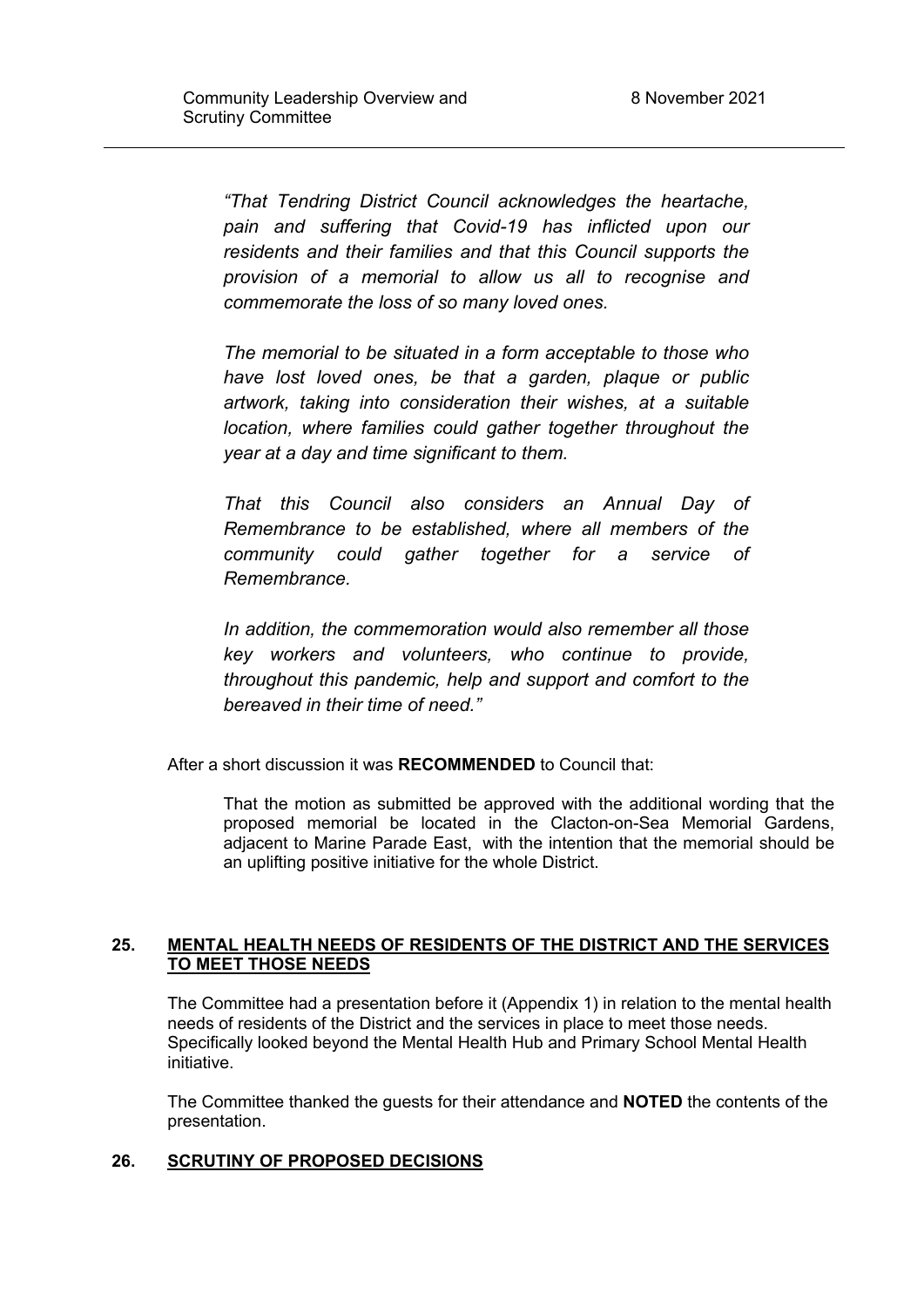*"That Tendring District Council acknowledges the heartache, pain and suffering that Covid-19 has inflicted upon our residents and their families and that this Council supports the provision of a memorial to allow us all to recognise and commemorate the loss of so many loved ones.*

*The memorial to be situated in a form acceptable to those who have lost loved ones, be that a garden, plaque or public artwork, taking into consideration their wishes, at a suitable location, where families could gather together throughout the year at a day and time significant to them.*

*That this Council also considers an Annual Day of Remembrance to be established, where all members of the community could gather together for a service of Remembrance.*

*In addition, the commemoration would also remember all those key workers and volunteers, who continue to provide, throughout this pandemic, help and support and comfort to the bereaved in their time of need."*

After a short discussion it was **RECOMMENDED** to Council that:

> That the motion as submitted be approved with the additional wording that the proposed memorial be located in the Clacton-on-Sea Memorial Gardens, adjacent to Marine Parade East, with the intention that the memorial should be an uplifting positive initiative for the whole District.

## 25. MENTAL HEALTH NEEDS OF RESIDENTS OF THE DISTRICT AND THE SERVICES TO MEET THOSE NEEDS

The Committee had a presentation before it (Appendix 1) in relation to the mental health needs of residents of the District and the services in place to meet those needs. Specifically looked beyond the Mental Health Hub and Primary School Mental Health initiative.

The Committee thanked the guests for their attendance and **NOTED** the contents of the presentation.

## 26. SCRUTINY OF PROPOSED DECISIONS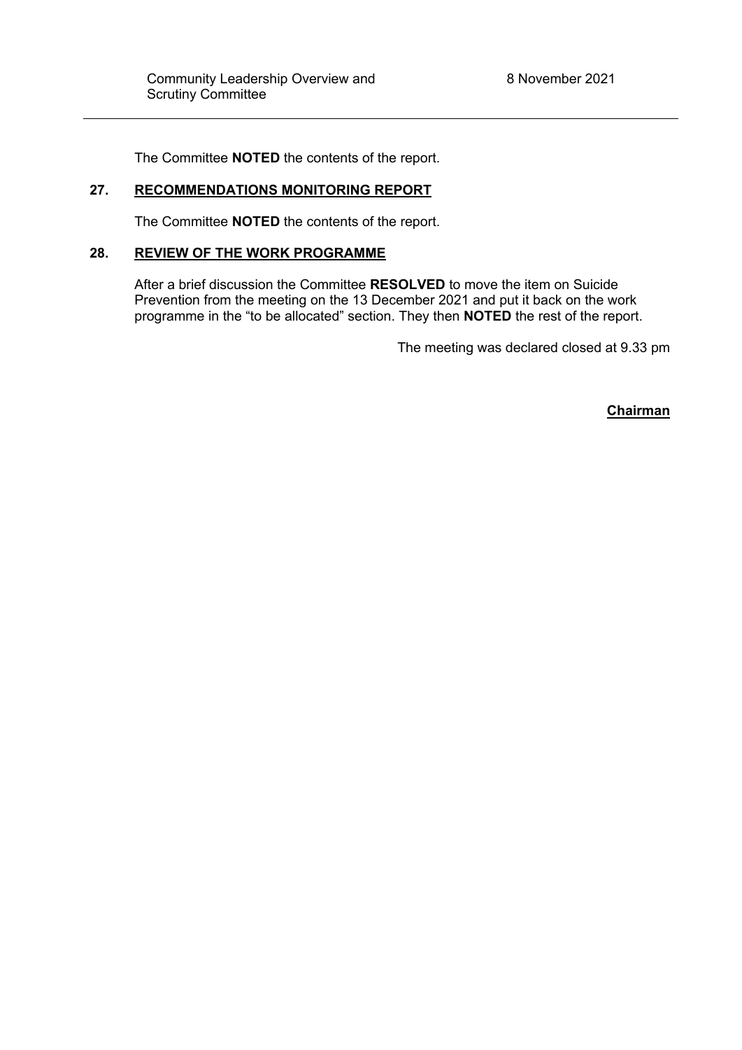The Committee **NOTED** the contents of the report.

## 27. RECOMMENDATIONS MONITORING REPORT

The Committee **NOTED** the contents of the report.

## 28. REVIEW OF THE WORK PROGRAMME

After a brief discussion the Committee **RESOLVED** to move the item on Suicide Prevention from the meeting on the 13 December 2021 and put it back on the work programme in the "to be allocated" section. They then **NOTED** the rest of the report.

The meeting was declared closed at 9.33 pm

**Chairman**